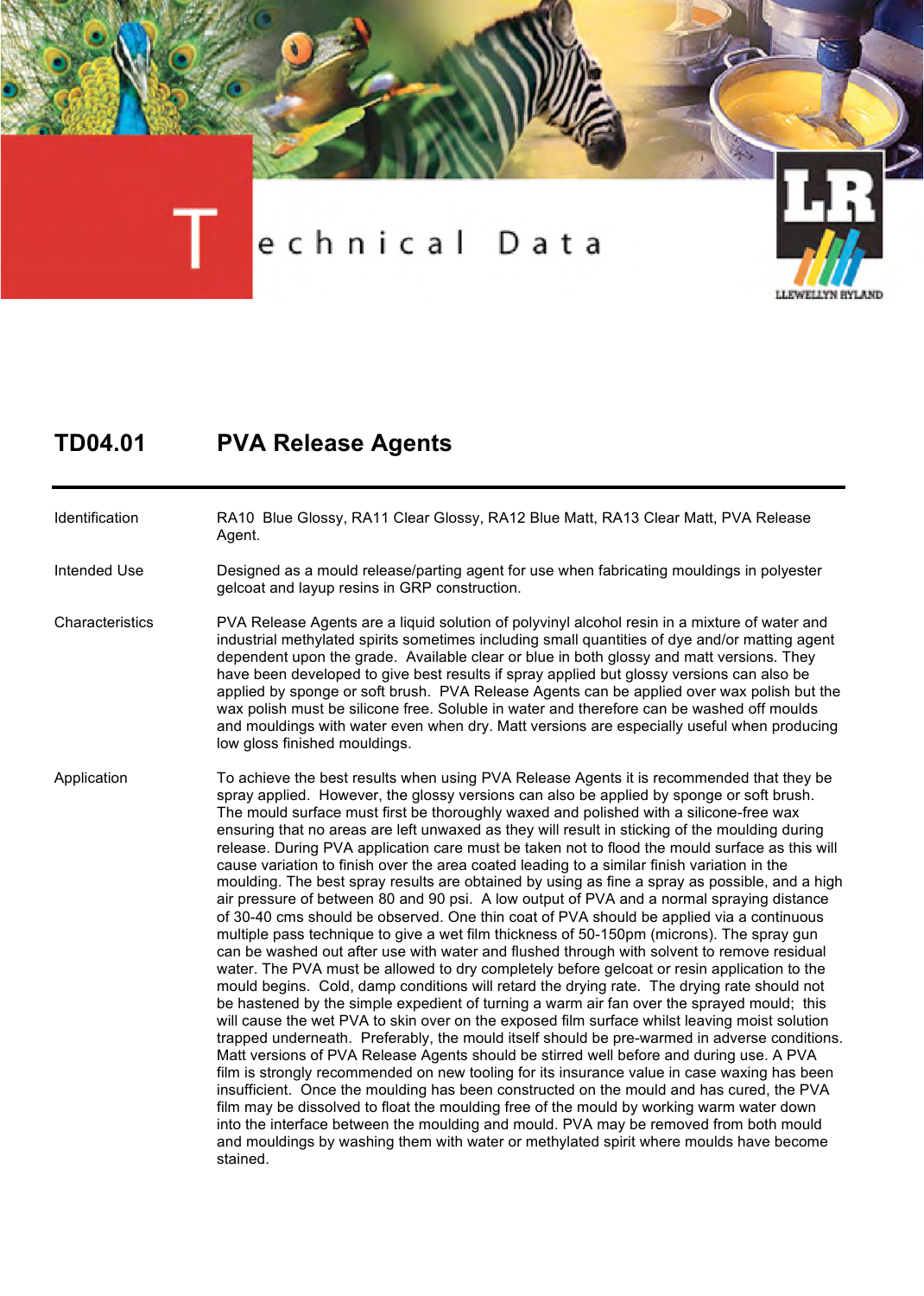# Technical Data

## TD04.01 PVA Release Agents

| | |
|---|---|
| Identification | RA10 Blue Glossy, RA11 Clear Glossy, RA12 Blue Matt, RA13 Clear Matt, PVA Release Agent. |
| Intended Use | Designed as a mould release/parting agent for use when fabricating mouldings in polyester gelcoat and layup resins in GRP construction. |
| Characteristics | PVA Release Agents are a liquid solution of polyvinyl alcohol resin in a mixture of water and industrial methylated spirits sometimes including small quantities of dye and/or matting agent dependent upon the grade. Available clear or blue in both glossy and matt versions. They have been developed to give best results if spray applied but glossy versions can also be applied by sponge or soft brush. PVA Release Agents can be applied over wax polish but the wax polish must be silicone free. Soluble in water and therefore can be washed off moulds and mouldings with water even when dry. Matt versions are especially useful when producing low gloss finished mouldings. |
| Application | To achieve the best results when using PVA Release Agents it is recommended that they be spray applied. However, the glossy versions can also be applied by sponge or soft brush. The mould surface must first be thoroughly waxed and polished with a silicone-free wax ensuring that no areas are left unwaxed as they will result in sticking of the moulding during release. During PVA application care must be taken not to flood the mould surface as this will cause variation to finish over the area coated leading to a similar finish variation in the moulding. The best spray results are obtained by using as fine a spray as possible, and a high air pressure of between 80 and 90 psi. A low output of PVA and a normal spraying distance of 30-40 cms should be observed. One thin coat of PVA should be applied via a continuous multiple pass technique to give a wet film thickness of 50-150pm (microns). The spray gun can be washed out after use with water and flushed through with solvent to remove residual water. The PVA must be allowed to dry completely before gelcoat or resin application to the mould begins. Cold, damp conditions will retard the drying rate. The drying rate should not be hastened by the simple expedient of turning a warm air fan over the sprayed mould; this will cause the wet PVA to skin over on the exposed film surface whilst leaving moist solution trapped underneath. Preferably, the mould itself should be pre-warmed in adverse conditions. Matt versions of PVA Release Agents should be stirred well before and during use. A PVA film is strongly recommended on new tooling for its insurance value in case waxing has been insufficient. Once the moulding has been constructed on the mould and has cured, the PVA film may be dissolved to float the moulding free of the mould by working warm water down into the interface between the moulding and mould. PVA may be removed from both mould and mouldings by washing them with water or methylated spirit where moulds have become stained. |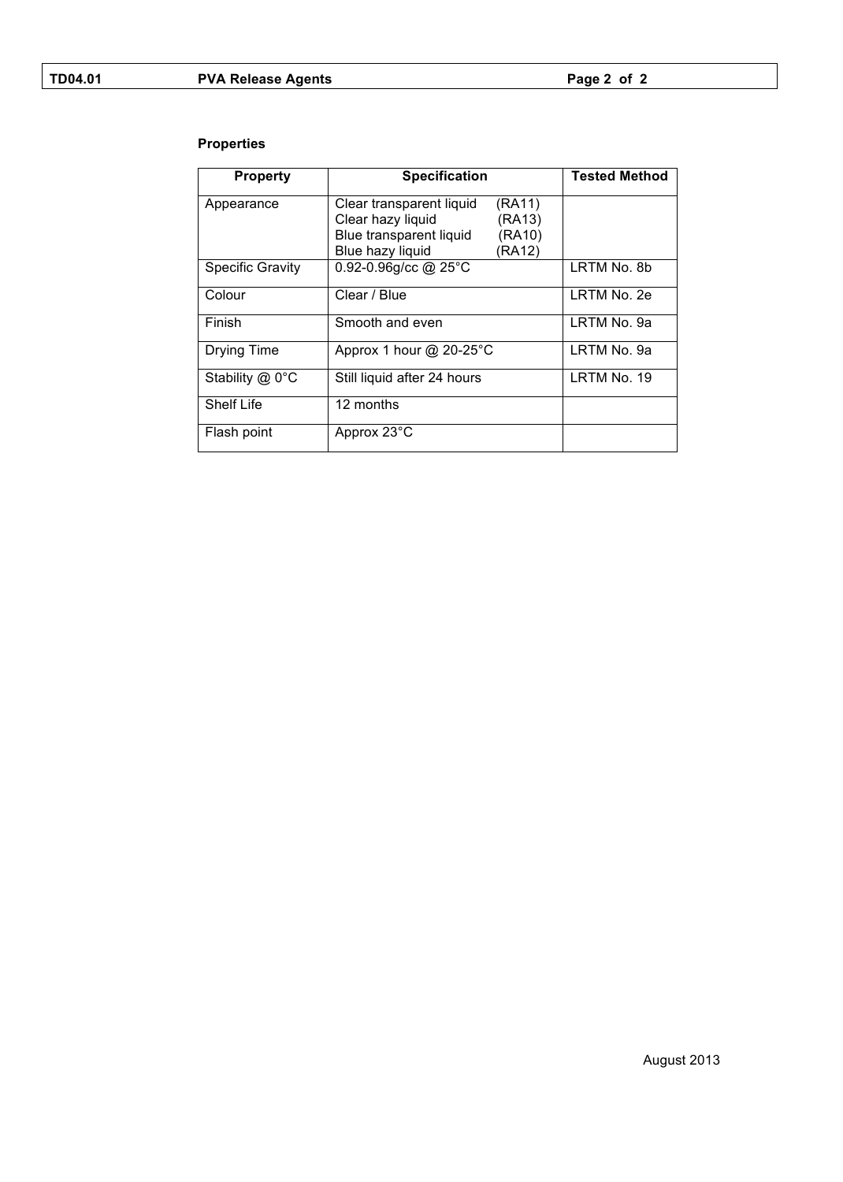**Properties**

| Property | Specification | Tested Method |
|---|---|---|
| Appearance | Clear transparent liquid (RA11)<br>Clear hazy liquid (RA13)<br>Blue transparent liquid (RA10)<br>Blue hazy liquid (RA12) | |
| Specific Gravity | 0.92-0.96g/cc @ 25°C | LRTM No. 8b |
| Colour | Clear / Blue | LRTM No. 2e |
| Finish | Smooth and even | LRTM No. 9a |
| Drying Time | Approx 1 hour @ 20-25°C | LRTM No. 9a |
| Stability @ 0°C | Still liquid after 24 hours | LRTM No. 19 |
| Shelf Life | 12 months | |
| Flash point | Approx 23°C | |

August 2013